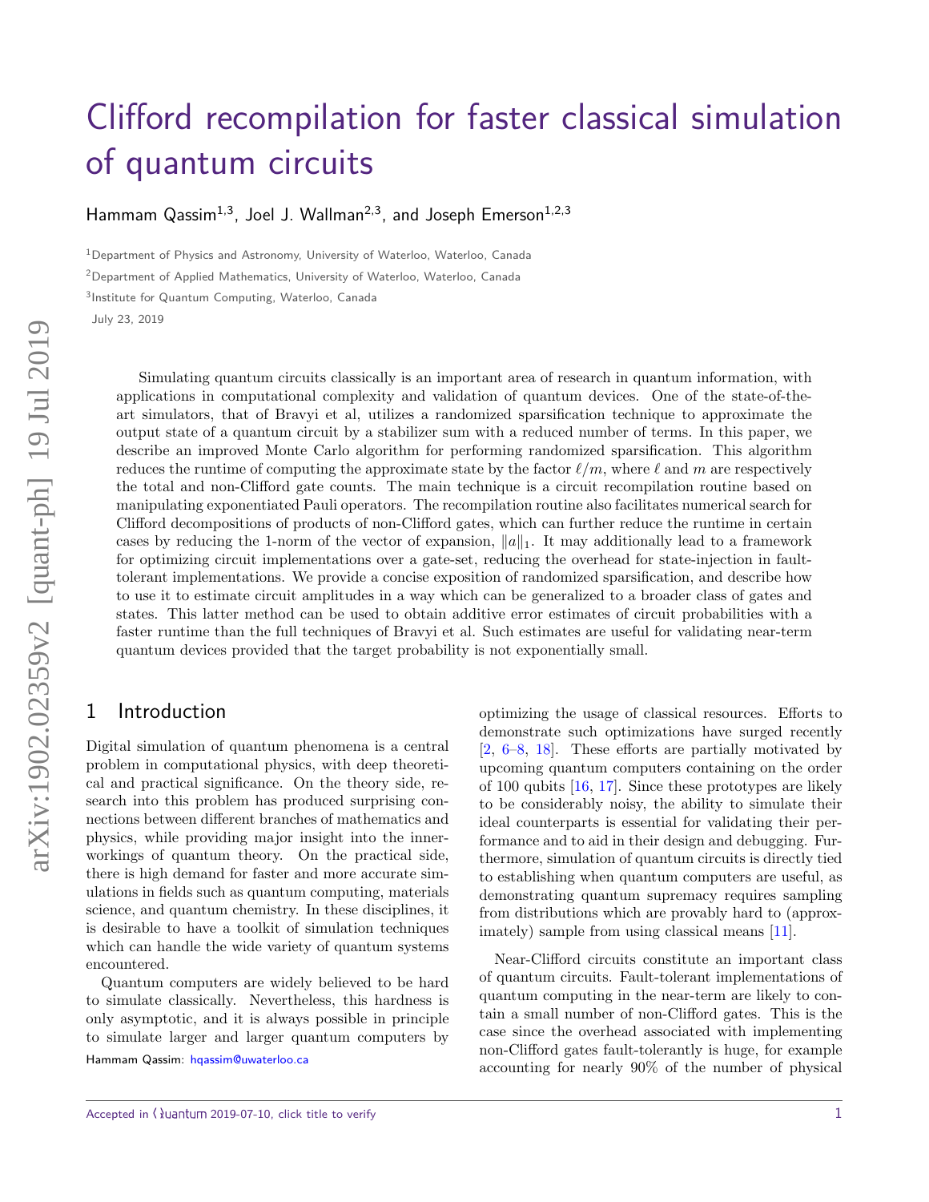# Clifford recompilation for faster classical simulation of quantum circuits

Hammam Qassim[1,3], Joel J. Wallman[2,3], and Joseph Emerson[1,2,3]

[1]Department of Physics and Astronomy, University of Waterloo, Waterloo, Canada

[2]Department of Applied Mathematics, University of Waterloo, Waterloo, Canada

[3]Institute for Quantum Computing, Waterloo, Canada

July 23, 2019

Simulating quantum circuits classically is an important area of research in quantum information, with applications in computational complexity and validation of quantum devices. One of the state-of-the-art simulators, that of Bravyi et al, utilizes a randomized sparsification technique to approximate the output state of a quantum circuit by a stabilizer sum with a reduced number of terms. In this paper, we describe an improved Monte Carlo algorithm for performing randomized sparsification. This algorithm reduces the runtime of computing the approximate state by the factor $\ell/m$, where $\ell$ and $m$ are respectively the total and non-Clifford gate counts. The main technique is a circuit recompilation routine based on manipulating exponentiated Pauli operators. The recompilation routine also facilitates numerical search for Clifford decompositions of products of non-Clifford gates, which can further reduce the runtime in certain cases by reducing the 1-norm of the vector of expansion, $\|a\|_1$. It may additionally lead to a framework for optimizing circuit implementations over a gate-set, reducing the overhead for state-injection in fault-tolerant implementations. We provide a concise exposition of randomized sparsification, and describe how to use it to estimate circuit amplitudes in a way which can be generalized to a broader class of gates and states. This latter method can be used to obtain additive error estimates of circuit probabilities with a faster runtime than the full techniques of Bravyi et al. Such estimates are useful for validating near-term quantum devices provided that the target probability is not exponentially small.

## 1 Introduction

Digital simulation of quantum phenomena is a central problem in computational physics, with deep theoretical and practical significance. On the theory side, research into this problem has produced surprising connections between different branches of mathematics and physics, while providing major insight into the innerworkings of quantum theory. On the practical side, there is high demand for faster and more accurate simulations in fields such as quantum computing, materials science, and quantum chemistry. In these disciplines, it is desirable to have a toolkit of simulation techniques which can handle the wide variety of quantum systems encountered.

Quantum computers are widely believed to be hard to simulate classically. Nevertheless, this hardness is only asymptotic, and it is always possible in principle to simulate larger and larger quantum computers by optimizing the usage of classical resources. Efforts to demonstrate such optimizations have surged recently [2, 6–8, 18]. These efforts are partially motivated by upcoming quantum computers containing on the order of 100 qubits [16, 17]. Since these prototypes are likely to be considerably noisy, the ability to simulate their ideal counterparts is essential for validating their performance and to aid in their design and debugging. Furthermore, simulation of quantum circuits is directly tied to establishing when quantum computers are useful, as demonstrating quantum supremacy requires sampling from distributions which are provably hard to (approximately) sample from using classical means [11].

Near-Clifford circuits constitute an important class of quantum circuits. Fault-tolerant implementations of quantum computing in the near-term are likely to contain a small number of non-Clifford gates. This is the case since the overhead associated with implementing non-Clifford gates fault-tolerantly is huge, for example accounting for nearly 90% of the number of physical

Hammam Qassim: hqassim@uwaterloo.ca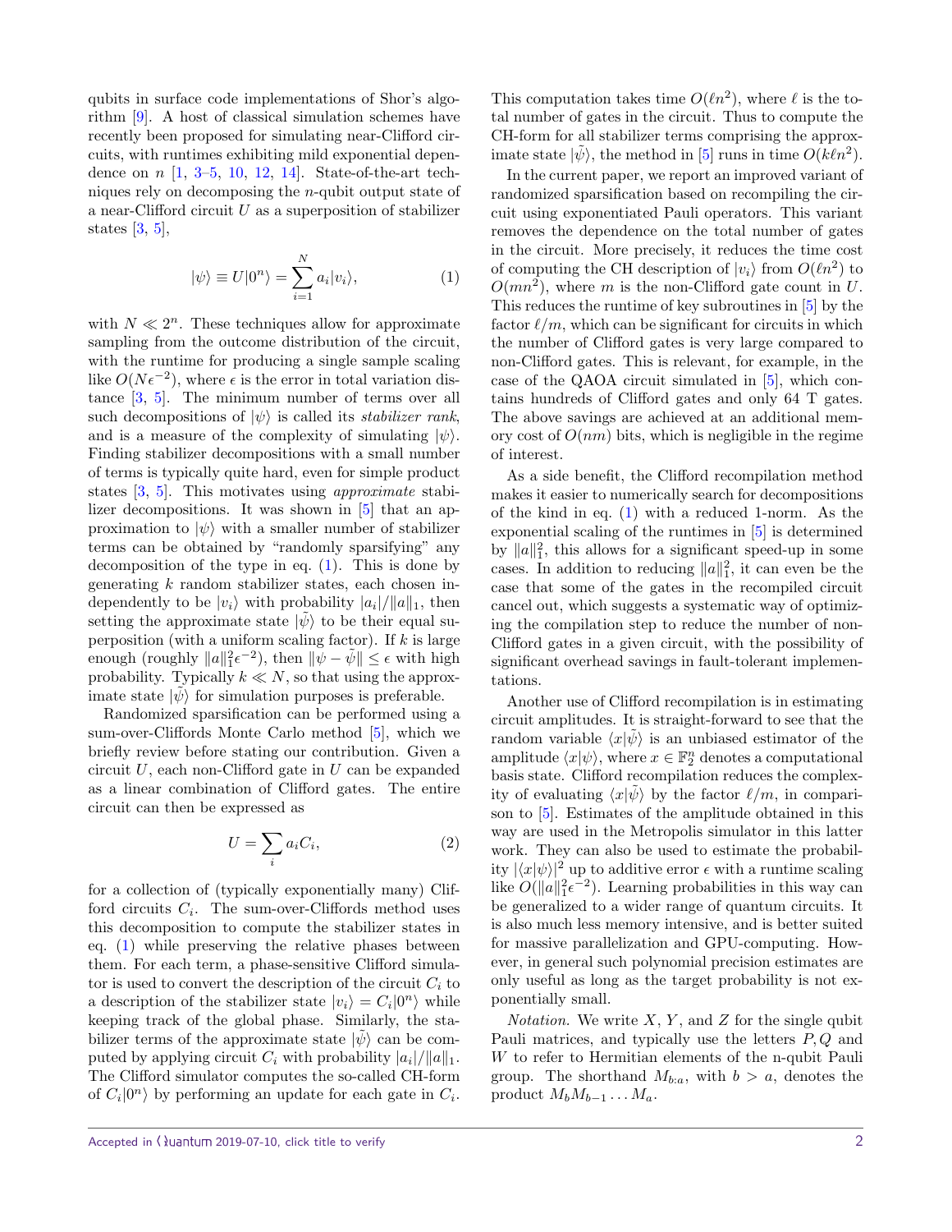qubits in surface code implementations of Shor's algorithm [9]. A host of classical simulation schemes have recently been proposed for simulating near-Clifford circuits, with runtimes exhibiting mild exponential dependence on $n$ [1, 3–5, 10, 12, 14]. State-of-the-art techniques rely on decomposing the $n$-qubit output state of a near-Clifford circuit $U$ as a superposition of stabilizer states [3, 5],

$$|\psi\rangle \equiv U|0^n\rangle = \sum_{i=1}^{N} a_i |v_i\rangle, \tag{1}$$

with $N \ll 2^n$. These techniques allow for approximate sampling from the outcome distribution of the circuit, with the runtime for producing a single sample scaling like $O(N\epsilon^{-2})$, where $\epsilon$ is the error in total variation distance [3, 5]. The minimum number of terms over all such decompositions of $|\psi\rangle$ is called its *stabilizer rank*, and is a measure of the complexity of simulating $|\psi\rangle$. Finding stabilizer decompositions with a small number of terms is typically quite hard, even for simple product states [3, 5]. This motivates using *approximate* stabilizer decompositions. It was shown in [5] that an approximation to $|\psi\rangle$ with a smaller number of stabilizer terms can be obtained by "randomly sparsifying" any decomposition of the type in eq. (1). This is done by generating $k$ random stabilizer states, each chosen independently to be $|v_i\rangle$ with probability $|a_i|/\|a\|_1$, then setting the approximate state $|\tilde{\psi}\rangle$ to be their equal superposition (with a uniform scaling factor). If $k$ is large enough (roughly $\|a\|_1^2\epsilon^{-2}$), then $\|\psi - \tilde{\psi}\| \leq \epsilon$ with high probability. Typically $k \ll N$, so that using the approximate state $|\tilde{\psi}\rangle$ for simulation purposes is preferable.

Randomized sparsification can be performed using a sum-over-Cliffords Monte Carlo method [5], which we briefly review before stating our contribution. Given a circuit $U$, each non-Clifford gate in $U$ can be expanded as a linear combination of Clifford gates. The entire circuit can then be expressed as

$$U = \sum_i a_i C_i, \tag{2}$$

for a collection of (typically exponentially many) Clifford circuits $C_i$. The sum-over-Cliffords method uses this decomposition to compute the stabilizer states in eq. (1) while preserving the relative phases between them. For each term, a phase-sensitive Clifford simulator is used to convert the description of the circuit $C_i$ to a description of the stabilizer state $|v_i\rangle = C_i|0^n\rangle$ while keeping track of the global phase. Similarly, the stabilizer terms of the approximate state $|\tilde{\psi}\rangle$ can be computed by applying circuit $C_i$ with probability $|a_i|/\|a\|_1$. The Clifford simulator computes the so-called CH-form of $C_i|0^n\rangle$ by performing an update for each gate in $C_i$. This computation takes time $O(\ell n^2)$, where $\ell$ is the total number of gates in the circuit. Thus to compute the CH-form for all stabilizer terms comprising the approximate state $|\tilde{\psi}\rangle$, the method in [5] runs in time $O(k\ell n^2)$.

In the current paper, we report an improved variant of randomized sparsification based on recompiling the circuit using exponentiated Pauli operators. This variant removes the dependence on the total number of gates in the circuit. More precisely, it reduces the time cost of computing the CH description of $|v_i\rangle$ from $O(\ell n^2)$ to $O(mn^2)$, where $m$ is the non-Clifford gate count in $U$. This reduces the runtime of key subroutines in [5] by the factor $\ell/m$, which can be significant for circuits in which the number of Clifford gates is very large compared to non-Clifford gates. This is relevant, for example, in the case of the QAOA circuit simulated in [5], which contains hundreds of Clifford gates and only 64 T gates. The above savings are achieved at an additional memory cost of $O(nm)$ bits, which is negligible in the regime of interest.

As a side benefit, the Clifford recompilation method makes it easier to numerically search for decompositions of the kind in eq. (1) with a reduced 1-norm. As the exponential scaling of the runtimes in [5] is determined by $\|a\|_1^2$, this allows for a significant speed-up in some cases. In addition to reducing $\|a\|_1^2$, it can even be the case that some of the gates in the recompiled circuit cancel out, which suggests a systematic way of optimizing the compilation step to reduce the number of non-Clifford gates in a given circuit, with the possibility of significant overhead savings in fault-tolerant implementations.

Another use of Clifford recompilation is in estimating circuit amplitudes. It is straight-forward to see that the random variable $\langle x|\tilde{\psi}\rangle$ is an unbiased estimator of the amplitude $\langle x|\psi\rangle$, where $x \in \mathbb{F}_2^n$ denotes a computational basis state. Clifford recompilation reduces the complexity of evaluating $\langle x|\tilde{\psi}\rangle$ by the factor $\ell/m$, in comparison to [5]. Estimates of the amplitude obtained in this way are used in the Metropolis simulator in this latter work. They can also be used to estimate the probability $|\langle x|\psi\rangle|^2$ up to additive error $\epsilon$ with a runtime scaling like $O(\|a\|_1^2\epsilon^{-2})$. Learning probabilities in this way can be generalized to a wider range of quantum circuits. It is also much less memory intensive, and is better suited for massive parallelization and GPU-computing. However, in general such polynomial precision estimates are only useful as long as the target probability is not exponentially small.

*Notation.* We write $X$, $Y$, and $Z$ for the single qubit Pauli matrices, and typically use the letters $P, Q$ and $W$ to refer to Hermitian elements of the n-qubit Pauli group. The shorthand $M_{b:a}$, with $b > a$, denotes the product $M_b M_{b-1} \dots M_a$.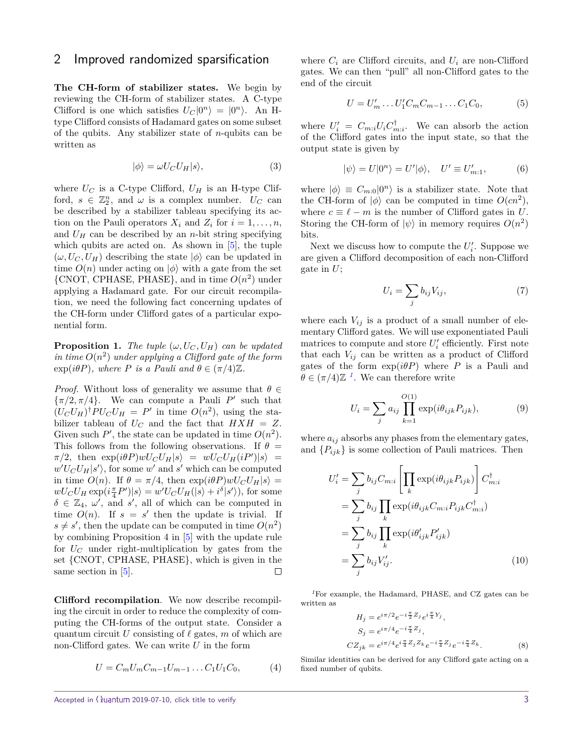## 2 Improved randomized sparsification

**The CH-form of stabilizer states.** We begin by reviewing the CH-form of stabilizer states. A C-type Clifford is one which satisfies $U_C|0^n\rangle = |0^n\rangle$. An H-type Clifford consists of Hadamard gates on some subset of the qubits. Any stabilizer state of $n$-qubits can be written as

$$|\phi\rangle = \omega U_C U_H |s\rangle, \tag{3}$$

where $U_C$ is a C-type Clifford, $U_H$ is an H-type Clifford, $s \in \mathbb{Z}_2^n$, and $\omega$ is a complex number. $U_C$ can be described by a stabilizer tableau specifying its action on the Pauli operators $X_i$ and $Z_i$ for $i = 1, \ldots, n$, and $U_H$ can be described by an $n$-bit string specifying which qubits are acted on. As shown in [5], the tuple $(\omega, U_C, U_H)$ describing the state $|\phi\rangle$ can be updated in time $O(n)$ under acting on $|\phi\rangle$ with a gate from the set {CNOT, CPHASE, PHASE}, and in time $O(n^2)$ under applying a Hadamard gate. For our circuit recompilation, we need the following fact concerning updates of the CH-form under Clifford gates of a particular exponential form.

**Proposition 1.** *The tuple $(\omega, U_C, U_H)$ can be updated in time $O(n^2)$ under applying a Clifford gate of the form $\exp(i\theta P)$, where $P$ is a Pauli and $\theta \in (\pi/4)\mathbb{Z}$.*

*Proof.* Without loss of generality we assume that $\theta \in \{\pi/2, \pi/4\}$. We can compute a Pauli $P'$ such that $(U_C U_H)^\dagger P U_C U_H = P'$ in time $O(n^2)$, using the stabilizer tableau of $U_C$ and the fact that $HXH = Z$. Given such $P'$, the state can be updated in time $O(n^2)$. This follows from the following observations. If $\theta = \pi/2$, then $\exp(i\theta P) w U_C U_H |s\rangle = w U_C U_H (iP')|s\rangle = w' U_C U_H |s'\rangle$, for some $w'$ and $s'$ which can be computed in time $O(n)$. If $\theta = \pi/4$, then $\exp(i\theta P) w U_C U_H |s\rangle = w U_C U_H \exp(i\frac{\pi}{4}P')|s\rangle = w' U_C U_H(|s\rangle + i^\delta |s'\rangle)$, for some $\delta \in \mathbb{Z}_4$, $\omega'$, and $s'$, all of which can be computed in time $O(n)$. If $s = s'$ then the update is trivial. If $s \neq s'$, then the update can be computed in time $O(n^2)$ by combining Proposition 4 in [5] with the update rule for $U_C$ under right-multiplication by gates from the set {CNOT, CPHASE, PHASE}, which is given in the same section in [5]. ∎

**Clifford recompilation**. We now describe recompiling the circuit in order to reduce the complexity of computing the CH-forms of the output state. Consider a quantum circuit $U$ consisting of $\ell$ gates, $m$ of which are non-Clifford gates. We can write $U$ in the form

$$U = C_m U_m C_{m-1} U_{m-1} \ldots C_1 U_1 C_0, \tag{4}$$

where $C_i$ are Clifford circuits, and $U_i$ are non-Clifford gates. We can then "pull" all non-Clifford gates to the end of the circuit

$$U = U'_m \ldots U'_1 C_m C_{m-1} \ldots C_1 C_0, \tag{5}$$

where $U'_i = C_{m:i} U_i C^\dagger_{m:i}$. We can absorb the action of the Clifford gates into the input state, so that the output state is given by

$$|\psi\rangle = U|0^n\rangle = U'|\phi\rangle, \quad U' \equiv U'_{m:1}, \tag{6}$$

where $|\phi\rangle \equiv C_{m:0}|0^n\rangle$ is a stabilizer state. Note that the CH-form of $|\phi\rangle$ can be computed in time $O(cn^2)$, where $c \equiv \ell - m$ is the number of Clifford gates in $U$. Storing the CH-form of $|\psi\rangle$ in memory requires $O(n^2)$ bits.

Next we discuss how to compute the $U'_i$. Suppose we are given a Clifford decomposition of each non-Clifford gate in $U$;

$$U_i = \sum_j b_{ij} V_{ij}, \tag{7}$$

where each $V_{ij}$ is a product of a small number of elementary Clifford gates. We will use exponentiated Pauli matrices to compute and store $U'_i$ efficiently. First note that each $V_{ij}$ can be written as a product of Clifford gates of the form $\exp(i\theta P)$ where $P$ is a Pauli and $\theta \in (\pi/4)\mathbb{Z}$ [1]. We can therefore write

$$U_i = \sum_j a_{ij} \prod_{k=1}^{O(1)} \exp(i\theta_{ijk} P_{ijk}), \tag{9}$$

where $a_{ij}$ absorbs any phases from the elementary gates, and $\{P_{ijk}\}$ is some collection of Pauli matrices. Then

$$\begin{aligned}
U'_i &= \sum_j b_{ij} C_{m:i} \left[\prod_k \exp(i\theta_{ijk} P_{ijk})\right] C^\dagger_{m:i} \\
&= \sum_j b_{ij} \prod_k \exp(i\theta_{ijk} C_{m:i} P_{ijk} C^\dagger_{m:i}) \\
&= \sum_j b_{ij} \prod_k \exp(i\theta'_{ijk} P'_{ijk}) \\
&= \sum_j b_{ij} V'_{ij}.
\end{aligned} \tag{10}$$

[1] For example, the Hadamard, PHASE, and CZ gates can be written as

$$\begin{aligned}
H_j &= e^{i\pi/2} e^{-i\frac{\pi}{2} Z_j} e^{i\frac{\pi}{4} Y_j}, \\
S_j &= e^{i\pi/4} e^{-i\frac{\pi}{4} Z_j}, \\
CZ_{jk} &= e^{i\pi/4} e^{i\frac{\pi}{4} Z_j Z_k} e^{-i\frac{\pi}{4} Z_j} e^{-i\frac{\pi}{4} Z_k}.
\end{aligned} \tag{8}$$

Similar identities can be derived for any Clifford gate acting on a fixed number of qubits.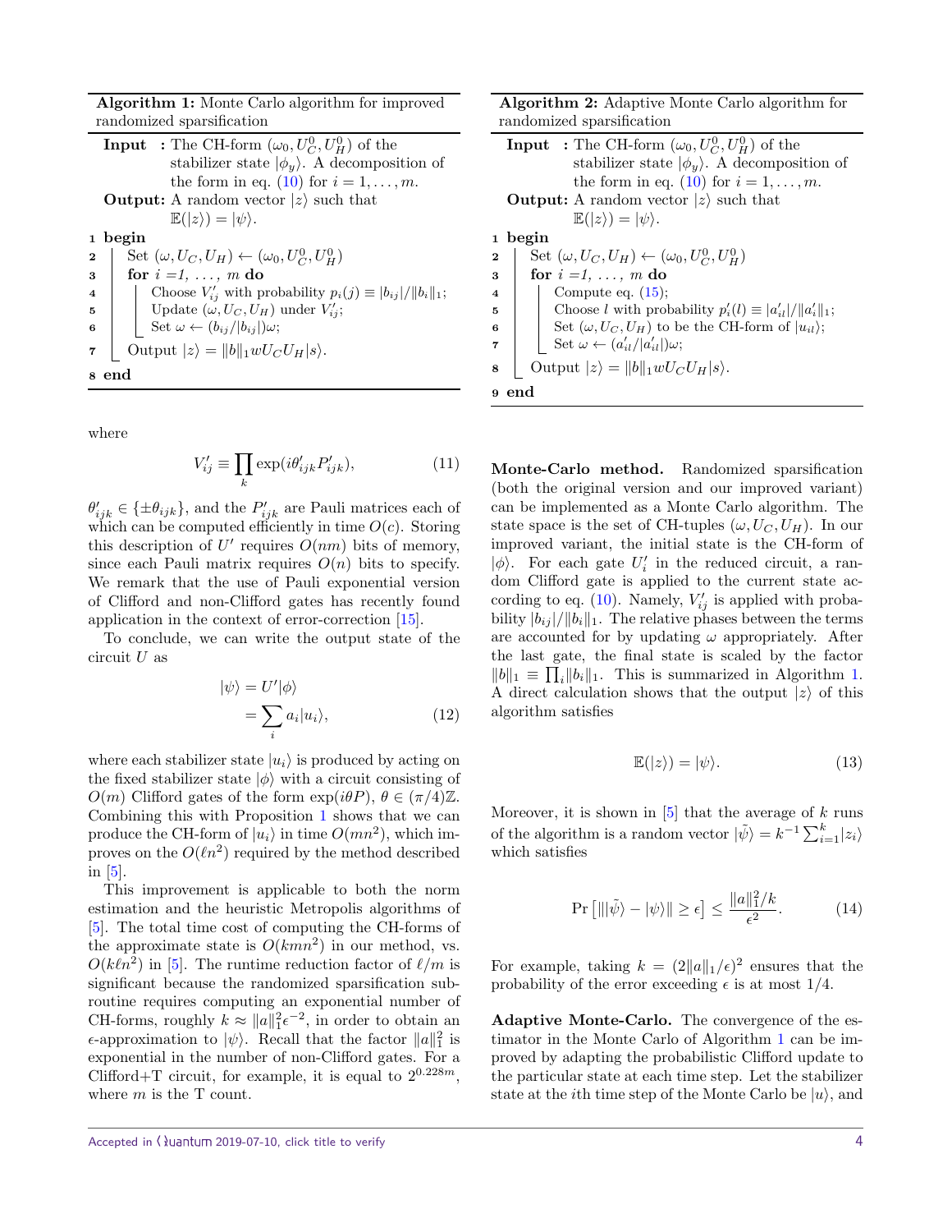**Algorithm 1:** Monte Carlo algorithm for improved randomized sparsification

**Input :** The CH-form $(\omega_0, U_C^0, U_H^0)$ of the stabilizer state $|\phi_y\rangle$. A decomposition of the form in eq. (10) for $i = 1, \ldots, m$.

**Output:** A random vector $|z\rangle$ such that $\mathbb{E}(|z\rangle) = |\psi\rangle$.

```
1 begin
2   Set (ω, U_C, U_H) ← (ω_0, U_C^0, U_H^0)
3   for i = 1, ..., m do
4     Choose V'_ij with probability p_i(j) ≡ |b_ij|/‖b_i‖_1;
5     Update (ω, U_C, U_H) under V'_ij;
6     Set ω ← (b_ij/|b_ij|)ω;
7   Output |z⟩ = ‖b‖_1 w U_C U_H |s⟩.
8 end
```

where

$$V'_{ij} \equiv \prod_k \exp(i\theta'_{ijk} P'_{ijk}), \tag{11}$$

$\theta'_{ijk} \in \{\pm\theta_{ijk}\}$, and the $P'_{ijk}$ are Pauli matrices each of which can be computed efficiently in time $O(c)$. Storing this description of $U'$ requires $O(nm)$ bits of memory, since each Pauli matrix requires $O(n)$ bits to specify. We remark that the use of Pauli exponential version of Clifford and non-Clifford gates has recently found application in the context of error-correction [15].

To conclude, we can write the output state of the circuit $U$ as

$$\begin{aligned} |\psi\rangle &= U'|\phi\rangle \\ &= \sum_i a_i |u_i\rangle, \end{aligned} \tag{12}$$

where each stabilizer state $|u_i\rangle$ is produced by acting on the fixed stabilizer state $|\phi\rangle$ with a circuit consisting of $O(m)$ Clifford gates of the form $\exp(i\theta P)$, $\theta \in (\pi/4)\mathbb{Z}$. Combining this with Proposition 1 shows that we can produce the CH-form of $|u_i\rangle$ in time $O(mn^2)$, which improves on the $O(\ell n^2)$ required by the method described in [5].

This improvement is applicable to both the norm estimation and the heuristic Metropolis algorithms of [5]. The total time cost of computing the CH-forms of the approximate state is $O(kmn^2)$ in our method, vs. $O(k\ell n^2)$ in [5]. The runtime reduction factor of $\ell/m$ is significant because the randomized sparsification subroutine requires computing an exponential number of CH-forms, roughly $k \approx \|a\|_1^2 \epsilon^{-2}$, in order to obtain an $\epsilon$-approximation to $|\psi\rangle$. Recall that the factor $\|a\|_1^2$ is exponential in the number of non-Clifford gates. For a Clifford+T circuit, for example, it is equal to $2^{0.228m}$, where $m$ is the T count.

**Algorithm 2:** Adaptive Monte Carlo algorithm for randomized sparsification

**Input :** The CH-form $(\omega_0, U_C^0, U_H^0)$ of the stabilizer state $|\phi_y\rangle$. A decomposition of the form in eq. (10) for $i = 1, \ldots, m$.

**Output:** A random vector $|z\rangle$ such that $\mathbb{E}(|z\rangle) = |\psi\rangle$.

```
1 begin
2   Set (ω, U_C, U_H) ← (ω_0, U_C^0, U_H^0)
3   for i = 1, ..., m do
4     Compute eq. (15);
5     Choose l with probability p'_i(l) ≡ |a'_il|/‖a'_i‖_1;
6     Set (ω, U_C, U_H) to be the CH-form of |u_il⟩;
7     Set ω ← (a'_il/|a'_il|)ω;
8   Output |z⟩ = ‖b‖_1 w U_C U_H |s⟩.
9 end
```

**Monte-Carlo method.** Randomized sparsification (both the original version and our improved variant) can be implemented as a Monte Carlo algorithm. The state space is the set of CH-tuples $(\omega, U_C, U_H)$. In our improved variant, the initial state is the CH-form of $|\phi\rangle$. For each gate $U'_i$ in the reduced circuit, a random Clifford gate is applied to the current state according to eq. (10). Namely, $V'_{ij}$ is applied with probability $|b_{ij}|/\|b_i\|_1$. The relative phases between the terms are accounted for by updating $\omega$ appropriately. After the last gate, the final state is scaled by the factor $\|b\|_1 \equiv \prod_i \|b_i\|_1$. This is summarized in Algorithm 1. A direct calculation shows that the output $|z\rangle$ of this algorithm satisfies

$$\mathbb{E}(|z\rangle) = |\psi\rangle. \tag{13}$$

Moreover, it is shown in [5] that the average of $k$ runs of the algorithm is a random vector $|\tilde{\psi}\rangle = k^{-1}\sum_{i=1}^{k}|z_i\rangle$ which satisfies

$$\Pr\left[\||\tilde{\psi}\rangle - |\psi\rangle\| \geq \epsilon\right] \leq \frac{\|a\|_1^2/k}{\epsilon^2}. \tag{14}$$

For example, taking $k = (2\|a\|_1/\epsilon)^2$ ensures that the probability of the error exceeding $\epsilon$ is at most $1/4$.

**Adaptive Monte-Carlo.** The convergence of the estimator in the Monte Carlo of Algorithm 1 can be improved by adapting the probabilistic Clifford update to the particular state at each time step. Let the stabilizer state at the $i$th time step of the Monte Carlo be $|u\rangle$, and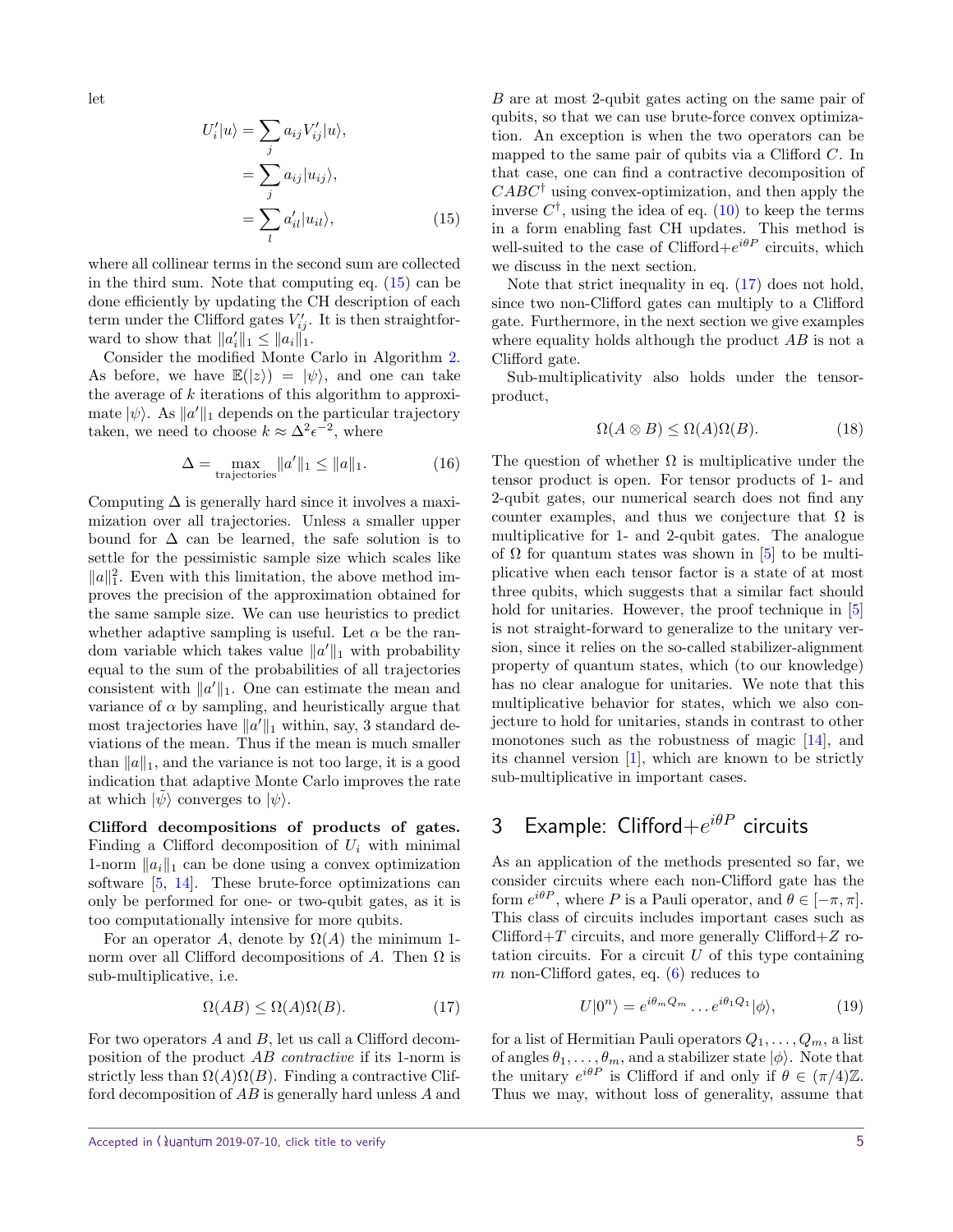let

$$
\begin{aligned}
U_i'|u\rangle &= \sum_j a_{ij} V_{ij}'|u\rangle, \\
&= \sum_j a_{ij}|u_{ij}\rangle, \\
&= \sum_l a_{il}'|u_{il}\rangle, 
\end{aligned} \tag{15}
$$

where all collinear terms in the second sum are collected in the third sum. Note that computing eq. (15) can be done efficiently by updating the CH description of each term under the Clifford gates $V_{ij}'$. It is then straightforward to show that $\|a_i'\|_1 \leq \|a_i\|_1$.

Consider the modified Monte Carlo in Algorithm 2. As before, we have $\mathbb{E}(|z\rangle) = |\psi\rangle$, and one can take the average of $k$ iterations of this algorithm to approximate $|\psi\rangle$. As $\|a'\|_1$ depends on the particular trajectory taken, we need to choose $k \approx \Delta^2 \epsilon^{-2}$, where

$$
\Delta = \max_{\text{trajectories}} \|a'\|_1 \leq \|a\|_1. \tag{16}
$$

Computing $\Delta$ is generally hard since it involves a maximization over all trajectories. Unless a smaller upper bound for $\Delta$ can be learned, the safe solution is to settle for the pessimistic sample size which scales like $\|a\|_1^2$. Even with this limitation, the above method improves the precision of the approximation obtained for the same sample size. We can use heuristics to predict whether adaptive sampling is useful. Let $\alpha$ be the random variable which takes value $\|a'\|_1$ with probability equal to the sum of the probabilities of all trajectories consistent with $\|a'\|_1$. One can estimate the mean and variance of $\alpha$ by sampling, and heuristically argue that most trajectories have $\|a'\|_1$ within, say, 3 standard deviations of the mean. Thus if the mean is much smaller than $\|a\|_1$, and the variance is not too large, it is a good indication that adaptive Monte Carlo improves the rate at which $|\tilde{\psi}\rangle$ converges to $|\psi\rangle$.

**Clifford decompositions of products of gates.** Finding a Clifford decomposition of $U_i$ with minimal 1-norm $\|a_i\|_1$ can be done using a convex optimization software [5, 14]. These brute-force optimizations can only be performed for one- or two-qubit gates, as it is too computationally intensive for more qubits.

For an operator $A$, denote by $\Omega(A)$ the minimum 1-norm over all Clifford decompositions of $A$. Then $\Omega$ is sub-multiplicative, i.e.

$$
\Omega(AB) \leq \Omega(A)\Omega(B). \tag{17}
$$

For two operators $A$ and $B$, let us call a Clifford decomposition of the product $AB$ *contractive* if its 1-norm is strictly less than $\Omega(A)\Omega(B)$. Finding a contractive Clifford decomposition of $AB$ is generally hard unless $A$ and $B$ are at most 2-qubit gates acting on the same pair of qubits, so that we can use brute-force convex optimization. An exception is when the two operators can be mapped to the same pair of qubits via a Clifford $C$. In that case, one can find a contractive decomposition of $CABC^\dagger$ using convex-optimization, and then apply the inverse $C^\dagger$, using the idea of eq. (10) to keep the terms in a form enabling fast CH updates. This method is well-suited to the case of Clifford+$e^{i\theta P}$ circuits, which we discuss in the next section.

Note that strict inequality in eq. (17) does not hold, since two non-Clifford gates can multiply to a Clifford gate. Furthermore, in the next section we give examples where equality holds although the product $AB$ is not a Clifford gate.

Sub-multiplicativity also holds under the tensor-product,

$$
\Omega(A \otimes B) \leq \Omega(A)\Omega(B). \tag{18}
$$

The question of whether $\Omega$ is multiplicative under the tensor product is open. For tensor products of 1- and 2-qubit gates, our numerical search does not find any counter examples, and thus we conjecture that $\Omega$ is multiplicative for 1- and 2-qubit gates. The analogue of $\Omega$ for quantum states was shown in [5] to be multiplicative when each tensor factor is a state of at most three qubits, which suggests that a similar fact should hold for unitaries. However, the proof technique in [5] is not straight-forward to generalize to the unitary version, since it relies on the so-called stabilizer-alignment property of quantum states, which (to our knowledge) has no clear analogue for unitaries. We note that this multiplicative behavior for states, which we also conjecture to hold for unitaries, stands in contrast to other monotones such as the robustness of magic [14], and its channel version [1], which are known to be strictly sub-multiplicative in important cases.

## 3 Example: Clifford+$e^{i\theta P}$ circuits

As an application of the methods presented so far, we consider circuits where each non-Clifford gate has the form $e^{i\theta P}$, where $P$ is a Pauli operator, and $\theta \in [-\pi, \pi]$. This class of circuits includes important cases such as Clifford+$T$ circuits, and more generally Clifford+$Z$ rotation circuits. For a circuit $U$ of this type containing $m$ non-Clifford gates, eq. (6) reduces to

$$
U|0^n\rangle = e^{i\theta_m Q_m} \dots e^{i\theta_1 Q_1}|\phi\rangle, \tag{19}
$$

for a list of Hermitian Pauli operators $Q_1, \dots, Q_m$, a list of angles $\theta_1, \dots, \theta_m$, and a stabilizer state $|\phi\rangle$. Note that the unitary $e^{i\theta P}$ is Clifford if and only if $\theta \in (\pi/4)\mathbb{Z}$. Thus we may, without loss of generality, assume that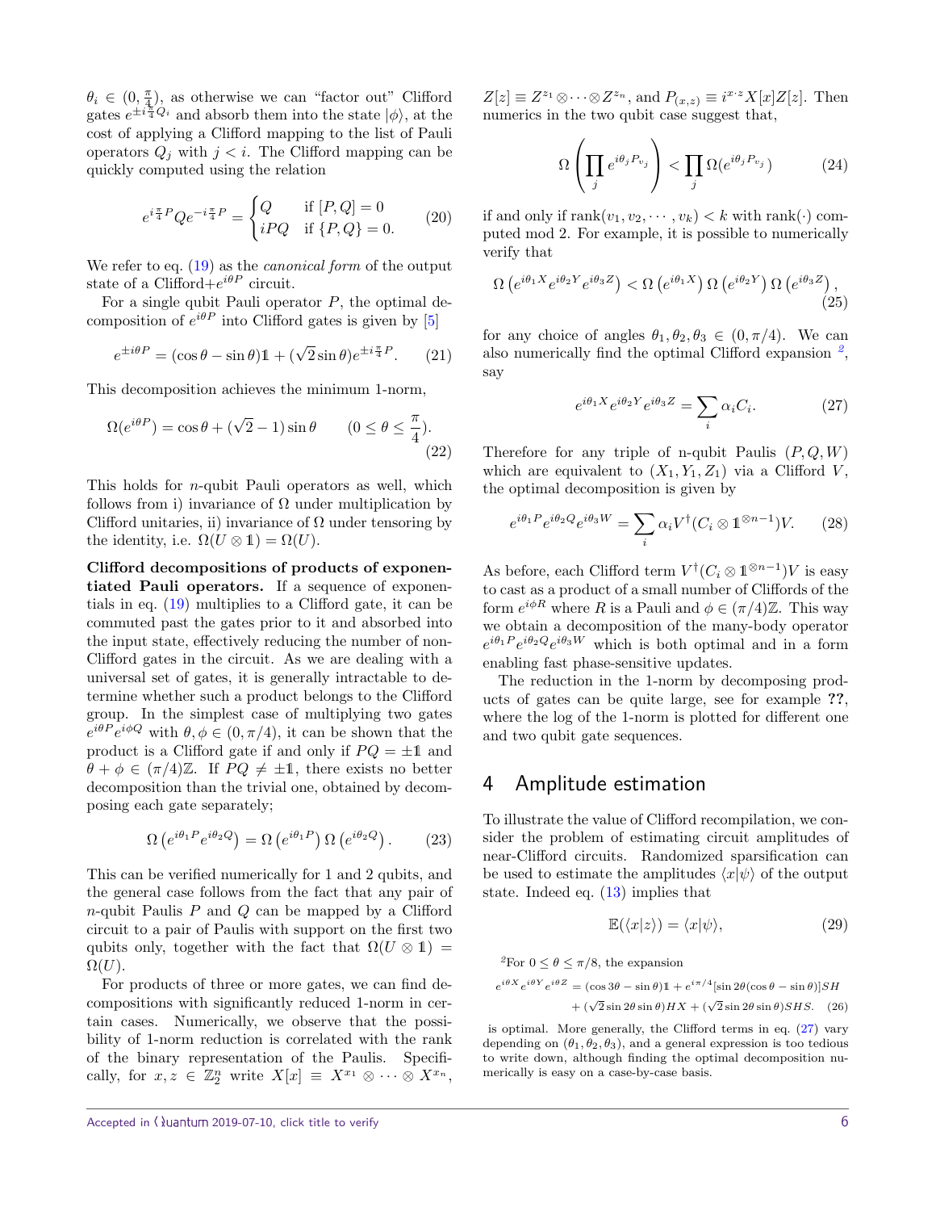$\theta_i \in (0, \frac{\pi}{4})$, as otherwise we can "factor out" Clifford gates $e^{\pm i\frac{\pi}{4}Q_i}$ and absorb them into the state $|\phi\rangle$, at the cost of applying a Clifford mapping to the list of Pauli operators $Q_j$ with $j < i$. The Clifford mapping can be quickly computed using the relation

$$e^{i\frac{\pi}{4}P} Q e^{-i\frac{\pi}{4}P} = \begin{cases} Q & \text{if } [P,Q]=0 \\ iPQ & \text{if } \{P,Q\}=0. \end{cases} \quad (20)$$

We refer to eq. (19) as the *canonical form* of the output state of a Clifford+$e^{i\theta P}$ circuit.

For a single qubit Pauli operator $P$, the optimal decomposition of $e^{i\theta P}$ into Clifford gates is given by [5]

$$e^{\pm i\theta P} = (\cos\theta - \sin\theta)\mathbb{1} + (\sqrt{2}\sin\theta)e^{\pm i\frac{\pi}{4}P}. \quad (21)$$

This decomposition achieves the minimum 1-norm,

$$\Omega(e^{i\theta P}) = \cos\theta + (\sqrt{2}-1)\sin\theta \qquad (0 \leq \theta \leq \frac{\pi}{4}). \quad (22)$$

This holds for $n$-qubit Pauli operators as well, which follows from i) invariance of $\Omega$ under multiplication by Clifford unitaries, ii) invariance of $\Omega$ under tensoring by the identity, i.e. $\Omega(U \otimes \mathbb{1}) = \Omega(U)$.

**Clifford decompositions of products of exponentiated Pauli operators.** If a sequence of exponentials in eq. (19) multiplies to a Clifford gate, it can be commuted past the gates prior to it and absorbed into the input state, effectively reducing the number of non-Clifford gates in the circuit. As we are dealing with a universal set of gates, it is generally intractable to determine whether such a product belongs to the Clifford group. In the simplest case of multiplying two gates $e^{i\theta P}e^{i\phi Q}$ with $\theta, \phi \in (0, \pi/4)$, it can be shown that the product is a Clifford gate if and only if $PQ = \pm\mathbb{1}$ and $\theta + \phi \in (\pi/4)\mathbb{Z}$. If $PQ \neq \pm\mathbb{1}$, there exists no better decomposition than the trivial one, obtained by decomposing each gate separately;

$$\Omega\left(e^{i\theta_1 P}e^{i\theta_2 Q}\right) = \Omega\left(e^{i\theta_1 P}\right)\Omega\left(e^{i\theta_2 Q}\right). \quad (23)$$

This can be verified numerically for 1 and 2 qubits, and the general case follows from the fact that any pair of $n$-qubit Paulis $P$ and $Q$ can be mapped by a Clifford circuit to a pair of Paulis with support on the first two qubits only, together with the fact that $\Omega(U \otimes \mathbb{1}) = \Omega(U)$.

For products of three or more gates, we can find decompositions with significantly reduced 1-norm in certain cases. Numerically, we observe that the possibility of 1-norm reduction is correlated with the rank of the binary representation of the Paulis. Specifically, for $x, z \in \mathbb{Z}_2^n$ write $X[x] \equiv X^{x_1} \otimes \cdots \otimes X^{x_n}$, $Z[z] \equiv Z^{z_1} \otimes \cdots \otimes Z^{z_n}$, and $P_{(x,z)} \equiv i^{x\cdot z}X[x]Z[z]$. Then numerics in the two qubit case suggest that,

$$\Omega\left(\prod_j e^{i\theta_j P_{v_j}}\right) < \prod_j \Omega(e^{i\theta_j P_{v_j}}) \quad (24)$$

if and only if $\text{rank}(v_1, v_2, \cdots, v_k) < k$ with $\text{rank}(\cdot)$ computed mod 2. For example, it is possible to numerically verify that

$$\Omega\left(e^{i\theta_1 X}e^{i\theta_2 Y}e^{i\theta_3 Z}\right) < \Omega\left(e^{i\theta_1 X}\right)\Omega\left(e^{i\theta_2 Y}\right)\Omega\left(e^{i\theta_3 Z}\right), \quad (25)$$

for any choice of angles $\theta_1, \theta_2, \theta_3 \in (0, \pi/4)$. We can also numerically find the optimal Clifford expansion [2], say

$$e^{i\theta_1 X}e^{i\theta_2 Y}e^{i\theta_3 Z} = \sum_i \alpha_i C_i. \quad (27)$$

Therefore for any triple of n-qubit Paulis $(P, Q, W)$ which are equivalent to $(X_1, Y_1, Z_1)$ via a Clifford $V$, the optimal decomposition is given by

$$e^{i\theta_1 P}e^{i\theta_2 Q}e^{i\theta_3 W} = \sum_i \alpha_i V^\dagger(C_i \otimes \mathbb{1}^{\otimes n-1})V. \quad (28)$$

As before, each Clifford term $V^\dagger(C_i \otimes \mathbb{1}^{\otimes n-1})V$ is easy to cast as a product of a small number of Cliffords of the form $e^{i\phi R}$ where $R$ is a Pauli and $\phi \in (\pi/4)\mathbb{Z}$. This way we obtain a decomposition of the many-body operator $e^{i\theta_1 P}e^{i\theta_2 Q}e^{i\theta_3 W}$ which is both optimal and in a form enabling fast phase-sensitive updates.

The reduction in the 1-norm by decomposing products of gates can be quite large, see for example **??**, where the log of the 1-norm is plotted for different one and two qubit gate sequences.

# 4 Amplitude estimation

To illustrate the value of Clifford recompilation, we consider the problem of estimating circuit amplitudes of near-Clifford circuits. Randomized sparsification can be used to estimate the amplitudes $\langle x|\psi\rangle$ of the output state. Indeed eq. (13) implies that

$$\mathbb{E}(\langle x|z\rangle) = \langle x|\psi\rangle, \quad (29)$$

[2]For $0 \leq \theta \leq \pi/8$, the expansion

$$e^{i\theta X}e^{i\theta Y}e^{i\theta Z} = (\cos 3\theta - \sin\theta)\mathbb{1} + e^{i\pi/4}[\sin 2\theta(\cos\theta - \sin\theta)]SH + (\sqrt{2}\sin 2\theta\sin\theta)HX + (\sqrt{2}\sin 2\theta\sin\theta)SHS. \quad (26)$$

is optimal. More generally, the Clifford terms in eq. (27) vary depending on $(\theta_1, \theta_2, \theta_3)$, and a general expression is too tedious to write down, although finding the optimal decomposition numerically is easy on a case-by-case basis.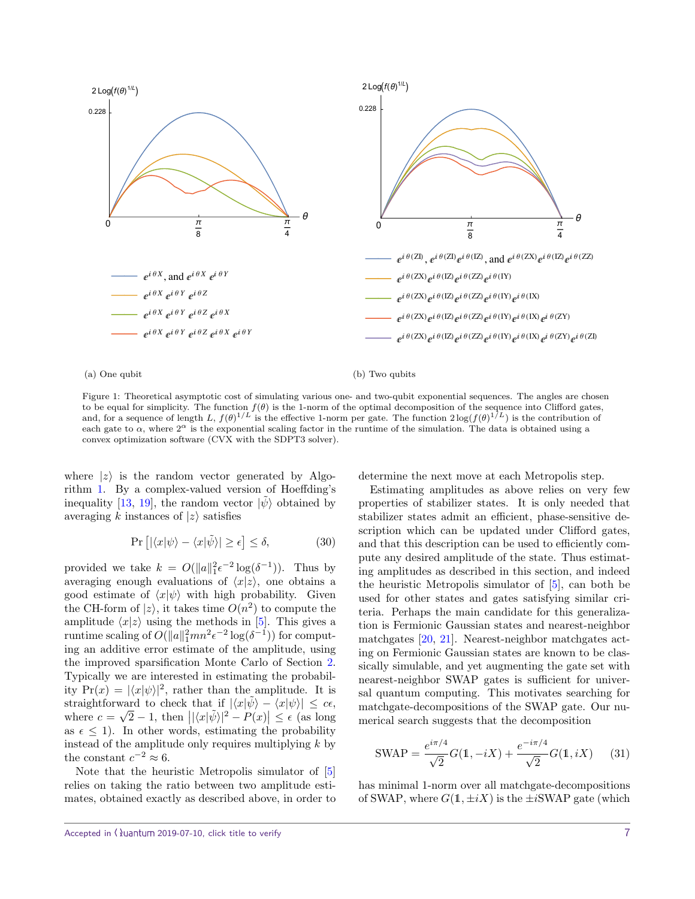(a) One qubit

(b) Two qubits

Figure 1: Theoretical asymptotic cost of simulating various one- and two-qubit exponential sequences. The angles are chosen to be equal for simplicity. The function $f(\theta)$ is the 1-norm of the optimal decomposition of the sequence into Clifford gates, and, for a sequence of length $L$, $f(\theta)^{1/L}$ is the effective 1-norm per gate. The function $2\log(f(\theta)^{1/L})$ is the contribution of each gate to $\alpha$, where $2^\alpha$ is the exponential scaling factor in the runtime of the simulation. The data is obtained using a convex optimization software (CVX with the SDPT3 solver).

where $|z\rangle$ is the random vector generated by Algorithm 1. By a complex-valued version of Hoeffding's inequality [13, 19], the random vector $|\tilde{\psi}\rangle$ obtained by averaging $k$ instances of $|z\rangle$ satisfies

$$\Pr\left[|\langle x|\psi\rangle - \langle x|\tilde{\psi}\rangle| \geq \epsilon\right] \leq \delta, \tag{30}$$

provided we take $k = O(\|a\|_1^2 \epsilon^{-2} \log(\delta^{-1}))$. Thus by averaging enough evaluations of $\langle x|z\rangle$, one obtains a good estimate of $\langle x|\psi\rangle$ with high probability. Given the CH-form of $|z\rangle$, it takes time $O(n^2)$ to compute the amplitude $\langle x|z\rangle$ using the methods in [5]. This gives a runtime scaling of $O(\|a\|_1^2 mn^2 \epsilon^{-2} \log(\delta^{-1}))$ for computing an additive error estimate of the amplitude, using the improved sparsification Monte Carlo of Section 2. Typically we are interested in estimating the probability $\Pr(x) = |\langle x|\psi\rangle|^2$, rather than the amplitude. It is straightforward to check that if $|\langle x|\tilde{\psi}\rangle - \langle x|\psi\rangle| \leq c\epsilon$, where $c = \sqrt{2} - 1$, then $\left||\langle x|\tilde{\psi}\rangle|^2 - P(x)\right| \leq \epsilon$ (as long as $\epsilon \leq 1$). In other words, estimating the probability instead of the amplitude only requires multiplying $k$ by the constant $c^{-2} \approx 6$.

Note that the heuristic Metropolis simulator of [5] relies on taking the ratio between two amplitude estimates, obtained exactly as described above, in order to determine the next move at each Metropolis step.

Estimating amplitudes as above relies on very few properties of stabilizer states. It is only needed that stabilizer states admit an efficient, phase-sensitive description which can be updated under Clifford gates, and that this description can be used to efficiently compute any desired amplitude of the state. Thus estimating amplitudes as described in this section, and indeed the heuristic Metropolis simulator of [5], can both be used for other states and gates satisfying similar criteria. Perhaps the main candidate for this generalization is Fermionic Gaussian states and nearest-neighbor matchgates [20, 21]. Nearest-neighbor matchgates acting on Fermionic Gaussian states are known to be classically simulable, and yet augmenting the gate set with nearest-neighbor SWAP gates is sufficient for universal quantum computing. This motivates searching for matchgate-decompositions of the SWAP gate. Our numerical search suggests that the decomposition

$$\text{SWAP} = \frac{e^{i\pi/4}}{\sqrt{2}} G(\mathbb{1}, -iX) + \frac{e^{-i\pi/4}}{\sqrt{2}} G(\mathbb{1}, iX) \tag{31}$$

has minimal 1-norm over all matchgate-decompositions of SWAP, where $G(\mathbb{1}, \pm iX)$ is the $\pm i$SWAP gate (which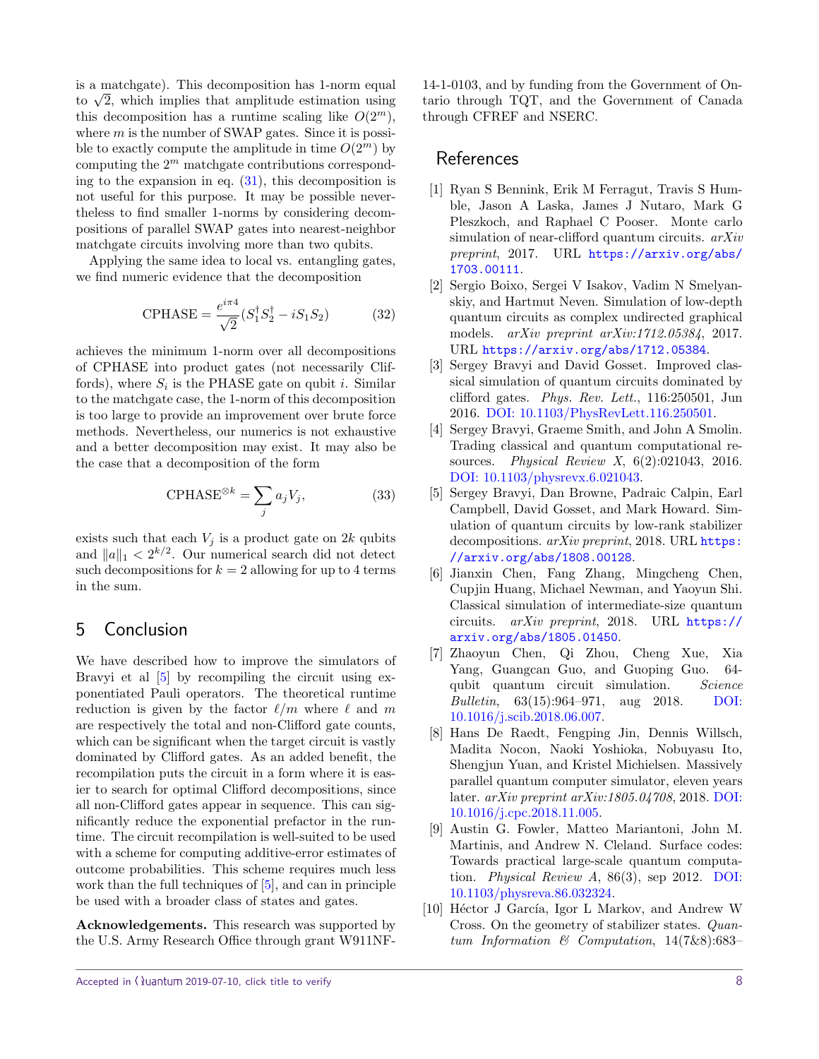is a matchgate). This decomposition has 1-norm equal to $\sqrt{2}$, which implies that amplitude estimation using this decomposition has a runtime scaling like $O(2^m)$, where $m$ is the number of SWAP gates. Since it is possible to exactly compute the amplitude in time $O(2^m)$ by computing the $2^m$ matchgate contributions corresponding to the expansion in eq. (31), this decomposition is not useful for this purpose. It may be possible nevertheless to find smaller 1-norms by considering decompositions of parallel SWAP gates into nearest-neighbor matchgate circuits involving more than two qubits.

Applying the same idea to local vs. entangling gates, we find numeric evidence that the decomposition

$$\text{CPHASE} = \frac{e^{i\pi 4}}{\sqrt{2}}(S_1^\dagger S_2^\dagger - iS_1 S_2) \tag{32}$$

achieves the minimum 1-norm over all decompositions of CPHASE into product gates (not necessarily Cliffords), where $S_i$ is the PHASE gate on qubit $i$. Similar to the matchgate case, the 1-norm of this decomposition is too large to provide an improvement over brute force methods. Nevertheless, our numerics is not exhaustive and a better decomposition may exist. It may also be the case that a decomposition of the form

$$\text{CPHASE}^{\otimes k} = \sum_j a_j V_j, \tag{33}$$

exists such that each $V_j$ is a product gate on $2k$ qubits and $\|a\|_1 < 2^{k/2}$. Our numerical search did not detect such decompositions for $k = 2$ allowing for up to 4 terms in the sum.

## 5 Conclusion

We have described how to improve the simulators of Bravyi et al [5] by recompiling the circuit using exponentiated Pauli operators. The theoretical runtime reduction is given by the factor $\ell/m$ where $\ell$ and $m$ are respectively the total and non-Clifford gate counts, which can be significant when the target circuit is vastly dominated by Clifford gates. As an added benefit, the recompilation puts the circuit in a form where it is easier to search for optimal Clifford decompositions, since all non-Clifford gates appear in sequence. This can significantly reduce the exponential prefactor in the runtime. The circuit recompilation is well-suited to be used with a scheme for computing additive-error estimates of outcome probabilities. This scheme requires much less work than the full techniques of [5], and can in principle be used with a broader class of states and gates.

**Acknowledgements.** This research was supported by the U.S. Army Research Office through grant W911NF-14-1-0103, and by funding from the Government of Ontario through TQT, and the Government of Canada through CFREF and NSERC.

## References

[1] Ryan S Bennink, Erik M Ferragut, Travis S Humble, Jason A Laska, James J Nutaro, Mark G Pleszkoch, and Raphael C Pooser. Monte carlo simulation of near-clifford quantum circuits. *arXiv preprint*, 2017. URL https://arxiv.org/abs/1703.00111.

[2] Sergio Boixo, Sergei V Isakov, Vadim N Smelyanskiy, and Hartmut Neven. Simulation of low-depth quantum circuits as complex undirected graphical models. *arXiv preprint arXiv:1712.05384*, 2017. URL https://arxiv.org/abs/1712.05384.

[3] Sergey Bravyi and David Gosset. Improved classical simulation of quantum circuits dominated by clifford gates. *Phys. Rev. Lett.*, 116:250501, Jun 2016. DOI: 10.1103/PhysRevLett.116.250501.

[4] Sergey Bravyi, Graeme Smith, and John A Smolin. Trading classical and quantum computational resources. *Physical Review X*, 6(2):021043, 2016. DOI: 10.1103/physrevx.6.021043.

[5] Sergey Bravyi, Dan Browne, Padraic Calpin, Earl Campbell, David Gosset, and Mark Howard. Simulation of quantum circuits by low-rank stabilizer decompositions. *arXiv preprint*, 2018. URL https://arxiv.org/abs/1808.00128.

[6] Jianxin Chen, Fang Zhang, Mingcheng Chen, Cupjin Huang, Michael Newman, and Yaoyun Shi. Classical simulation of intermediate-size quantum circuits. *arXiv preprint*, 2018. URL https://arxiv.org/abs/1805.01450.

[7] Zhaoyun Chen, Qi Zhou, Cheng Xue, Xia Yang, Guangcan Guo, and Guoping Guo. 64-qubit quantum circuit simulation. *Science Bulletin*, 63(15):964–971, aug 2018. DOI: 10.1016/j.scib.2018.06.007.

[8] Hans De Raedt, Fengping Jin, Dennis Willsch, Madita Nocon, Naoki Yoshioka, Nobuyasu Ito, Shengjun Yuan, and Kristel Michielsen. Massively parallel quantum computer simulator, eleven years later. *arXiv preprint arXiv:1805.04708*, 2018. DOI: 10.1016/j.cpc.2018.11.005.

[9] Austin G. Fowler, Matteo Mariantoni, John M. Martinis, and Andrew N. Cleland. Surface codes: Towards practical large-scale quantum computation. *Physical Review A*, 86(3), sep 2012. DOI: 10.1103/physreva.86.032324.

[10] Héctor J García, Igor L Markov, and Andrew W Cross. On the geometry of stabilizer states. *Quantum Information & Computation*, 14(7&8):683–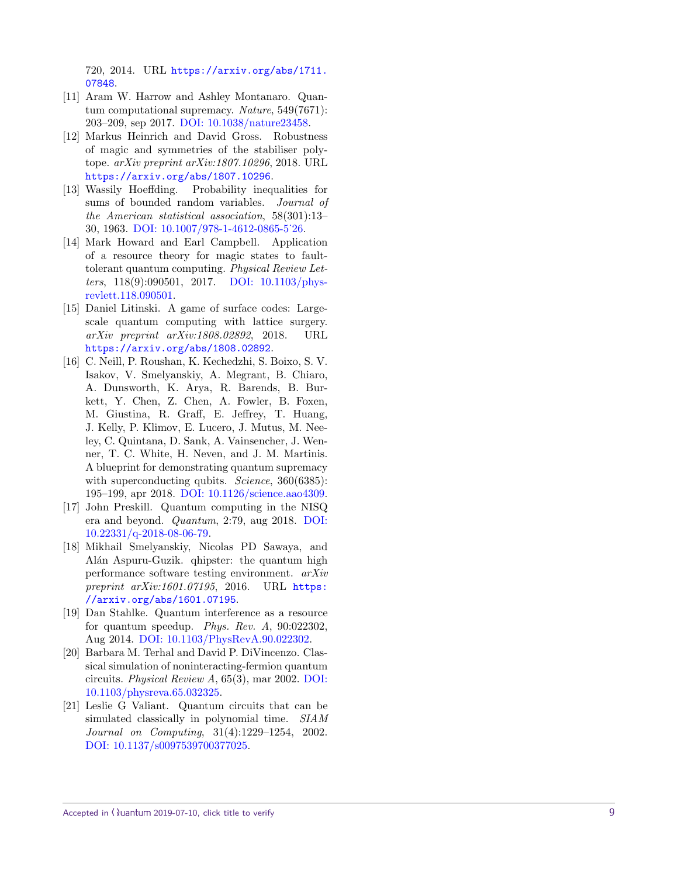720, 2014. URL https://arxiv.org/abs/1711.07848.

[11] Aram W. Harrow and Ashley Montanaro. Quantum computational supremacy. *Nature*, 549(7671): 203–209, sep 2017. DOI: 10.1038/nature23458.

[12] Markus Heinrich and David Gross. Robustness of magic and symmetries of the stabiliser polytope. *arXiv preprint arXiv:1807.10296*, 2018. URL https://arxiv.org/abs/1807.10296.

[13] Wassily Hoeffding. Probability inequalities for sums of bounded random variables. *Journal of the American statistical association*, 58(301):13–30, 1963. DOI: 10.1007/978-1-4612-0865-5˙26.

[14] Mark Howard and Earl Campbell. Application of a resource theory for magic states to fault-tolerant quantum computing. *Physical Review Letters*, 118(9):090501, 2017. DOI: 10.1103/physrevlett.118.090501.

[15] Daniel Litinski. A game of surface codes: Large-scale quantum computing with lattice surgery. *arXiv preprint arXiv:1808.02892*, 2018. URL https://arxiv.org/abs/1808.02892.

[16] C. Neill, P. Roushan, K. Kechedzhi, S. Boixo, S. V. Isakov, V. Smelyanskiy, A. Megrant, B. Chiaro, A. Dunsworth, K. Arya, R. Barends, B. Burkett, Y. Chen, Z. Chen, A. Fowler, B. Foxen, M. Giustina, R. Graff, E. Jeffrey, T. Huang, J. Kelly, P. Klimov, E. Lucero, J. Mutus, M. Neeley, C. Quintana, D. Sank, A. Vainsencher, J. Wenner, T. C. White, H. Neven, and J. M. Martinis. A blueprint for demonstrating quantum supremacy with superconducting qubits. *Science*, 360(6385): 195–199, apr 2018. DOI: 10.1126/science.aao4309.

[17] John Preskill. Quantum computing in the NISQ era and beyond. *Quantum*, 2:79, aug 2018. DOI: 10.22331/q-2018-08-06-79.

[18] Mikhail Smelyanskiy, Nicolas PD Sawaya, and Alán Aspuru-Guzik. qhipster: the quantum high performance software testing environment. *arXiv preprint arXiv:1601.07195*, 2016. URL https://arxiv.org/abs/1601.07195.

[19] Dan Stahlke. Quantum interference as a resource for quantum speedup. *Phys. Rev. A*, 90:022302, Aug 2014. DOI: 10.1103/PhysRevA.90.022302.

[20] Barbara M. Terhal and David P. DiVincenzo. Classical simulation of noninteracting-fermion quantum circuits. *Physical Review A*, 65(3), mar 2002. DOI: 10.1103/physreva.65.032325.

[21] Leslie G Valiant. Quantum circuits that can be simulated classically in polynomial time. *SIAM Journal on Computing*, 31(4):1229–1254, 2002. DOI: 10.1137/s0097539700377025.